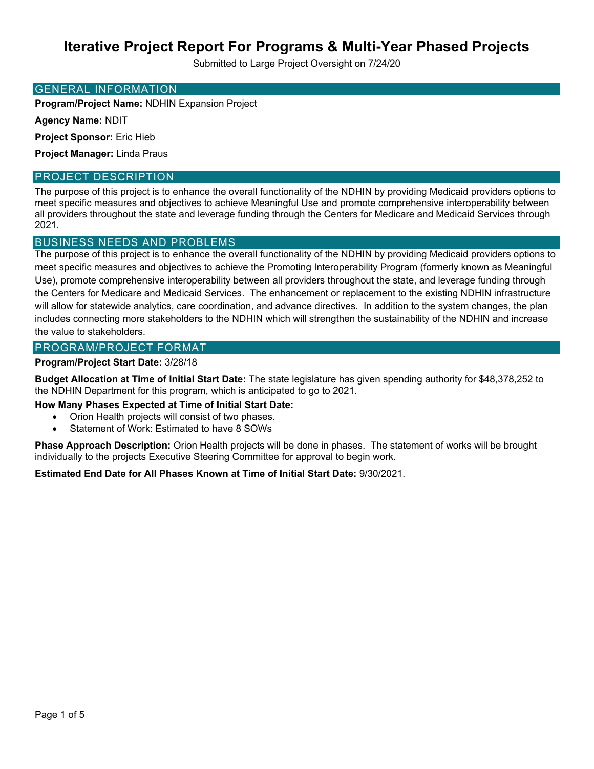# Iterative Project Report For Programs & Multi-Year Phased Projects

Submitted to Large Project Oversight on 7/24/20

## GENERAL INFORMATION

**Program/Project Name:** NDHIN Expansion Project

**Agency Name:** NDIT

**Project Sponsor:** Eric Hieb

**Project Manager:** Linda Praus

## PROJECT DESCRIPTION

The purpose of this project is to enhance the overall functionality of the NDHIN by providing Medicaid providers options to meet specific measures and objectives to achieve Meaningful Use and promote comprehensive interoperability between all providers throughout the state and leverage funding through the Centers for Medicare and Medicaid Services through 2021.

## BUSINESS NEEDS AND PROBLEMS

The purpose of this project is to enhance the overall functionality of the NDHIN by providing Medicaid providers options to meet specific measures and objectives to achieve the Promoting Interoperability Program (formerly known as Meaningful Use), promote comprehensive interoperability between all providers throughout the state, and leverage funding through the Centers for Medicare and Medicaid Services. The enhancement or replacement to the existing NDHIN infrastructure will allow for statewide analytics, care coordination, and advance directives. In addition to the system changes, the plan includes connecting more stakeholders to the NDHIN which will strengthen the sustainability of the NDHIN and increase the value to stakeholders.

## PROGRAM/PROJECT FORMAT

**Program/Project Start Date:** 3/28/18

**Budget Allocation at Time of Initial Start Date:** The state legislature has given spending authority for $48,378,252 to the NDHIN Department for this program, which is anticipated to go to 2021.

**How Many Phases Expected at Time of Initial Start Date:**

- Orion Health projects will consist of two phases.
- Statement of Work: Estimated to have 8 SOWs

**Phase Approach Description:** Orion Health projects will be done in phases. The statement of works will be brought individually to the projects Executive Steering Committee for approval to begin work.

**Estimated End Date for All Phases Known at Time of Initial Start Date:** 9/30/2021.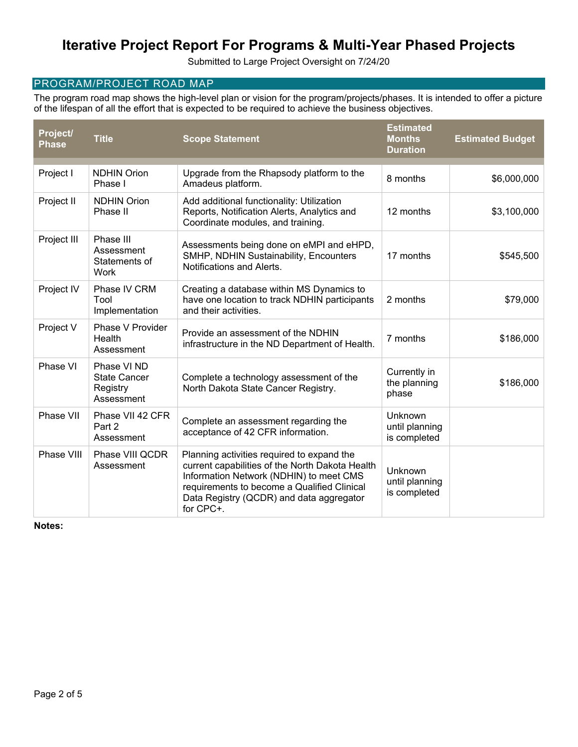# Iterative Project Report For Programs & Multi-Year Phased Projects

Submitted to Large Project Oversight on 7/24/20

## PROGRAM/PROJECT ROAD MAP

The program road map shows the high-level plan or vision for the program/projects/phases. It is intended to offer a picture of the lifespan of all the effort that is expected to be required to achieve the business objectives.

| Project/ Phase | Title | Scope Statement | Estimated Months Duration | Estimated Budget |
|---|---|---|---|---|
| Project I | NDHIN Orion Phase I | Upgrade from the Rhapsody platform to the Amadeus platform. | 8 months | $6,000,000 |
| Project II | NDHIN Orion Phase II | Add additional functionality: Utilization Reports, Notification Alerts, Analytics and Coordinate modules, and training. | 12 months | $3,100,000 |
| Project III | Phase III Assessment Statements of Work | Assessments being done on eMPI and eHPD, SMHP, NDHIN Sustainability, Encounters Notifications and Alerts. | 17 months | $545,500 |
| Project IV | Phase IV CRM Tool Implementation | Creating a database within MS Dynamics to have one location to track NDHIN participants and their activities. | 2 months | $79,000 |
| Project V | Phase V Provider Health Assessment | Provide an assessment of the NDHIN infrastructure in the ND Department of Health. | 7 months | $186,000 |
| Phase VI | Phase VI ND State Cancer Registry Assessment | Complete a technology assessment of the North Dakota State Cancer Registry. | Currently in the planning phase | $186,000 |
| Phase VII | Phase VII 42 CFR Part 2 Assessment | Complete an assessment regarding the acceptance of 42 CFR information. | Unknown until planning is completed | |
| Phase VIII | Phase VIII QCDR Assessment | Planning activities required to expand the current capabilities of the North Dakota Health Information Network (NDHIN) to meet CMS requirements to become a Qualified Clinical Data Registry (QCDR) and data aggregator for CPC+. | Unknown until planning is completed | |

**Notes:**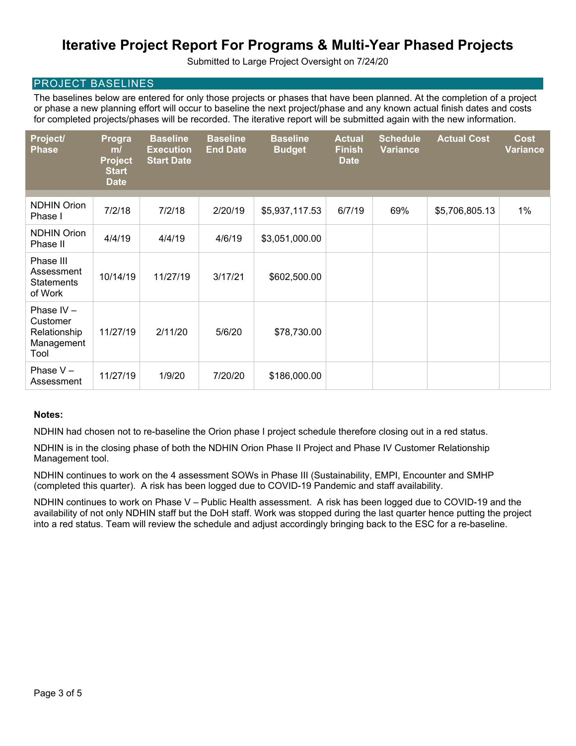# Iterative Project Report For Programs & Multi-Year Phased Projects

Submitted to Large Project Oversight on 7/24/20

## PROJECT BASELINES

The baselines below are entered for only those projects or phases that have been planned. At the completion of a project or phase a new planning effort will occur to baseline the next project/phase and any known actual finish dates and costs for completed projects/phases will be recorded. The iterative report will be submitted again with the new information.

| Project/ Phase | Program/ Project Start Date | Baseline Execution Start Date | Baseline End Date | Baseline Budget | Actual Finish Date | Schedule Variance | Actual Cost | Cost Variance |
|---|---|---|---|---|---|---|---|---|
| NDHIN Orion Phase I | 7/2/18 | 7/2/18 | 2/20/19 | $5,937,117.53 | 6/7/19 | 69% | $5,706,805.13 | 1% |
| NDHIN Orion Phase II | 4/4/19 | 4/4/19 | 4/6/19 | $3,051,000.00 | | | | |
| Phase III Assessment Statements of Work | 10/14/19 | 11/27/19 | 3/17/21 | $602,500.00 | | | | |
| Phase IV – Customer Relationship Management Tool | 11/27/19 | 2/11/20 | 5/6/20 | $78,730.00 | | | | |
| Phase V – Assessment | 11/27/19 | 1/9/20 | 7/20/20 | $186,000.00 | | | | |

**Notes:**

NDHIN had chosen not to re-baseline the Orion phase I project schedule therefore closing out in a red status.

NDHIN is in the closing phase of both the NDHIN Orion Phase II Project and Phase IV Customer Relationship Management tool.

NDHIN continues to work on the 4 assessment SOWs in Phase III (Sustainability, EMPI, Encounter and SMHP (completed this quarter). A risk has been logged due to COVID-19 Pandemic and staff availability.

NDHIN continues to work on Phase V – Public Health assessment. A risk has been logged due to COVID-19 and the availability of not only NDHIN staff but the DoH staff. Work was stopped during the last quarter hence putting the project into a red status. Team will review the schedule and adjust accordingly bringing back to the ESC for a re-baseline.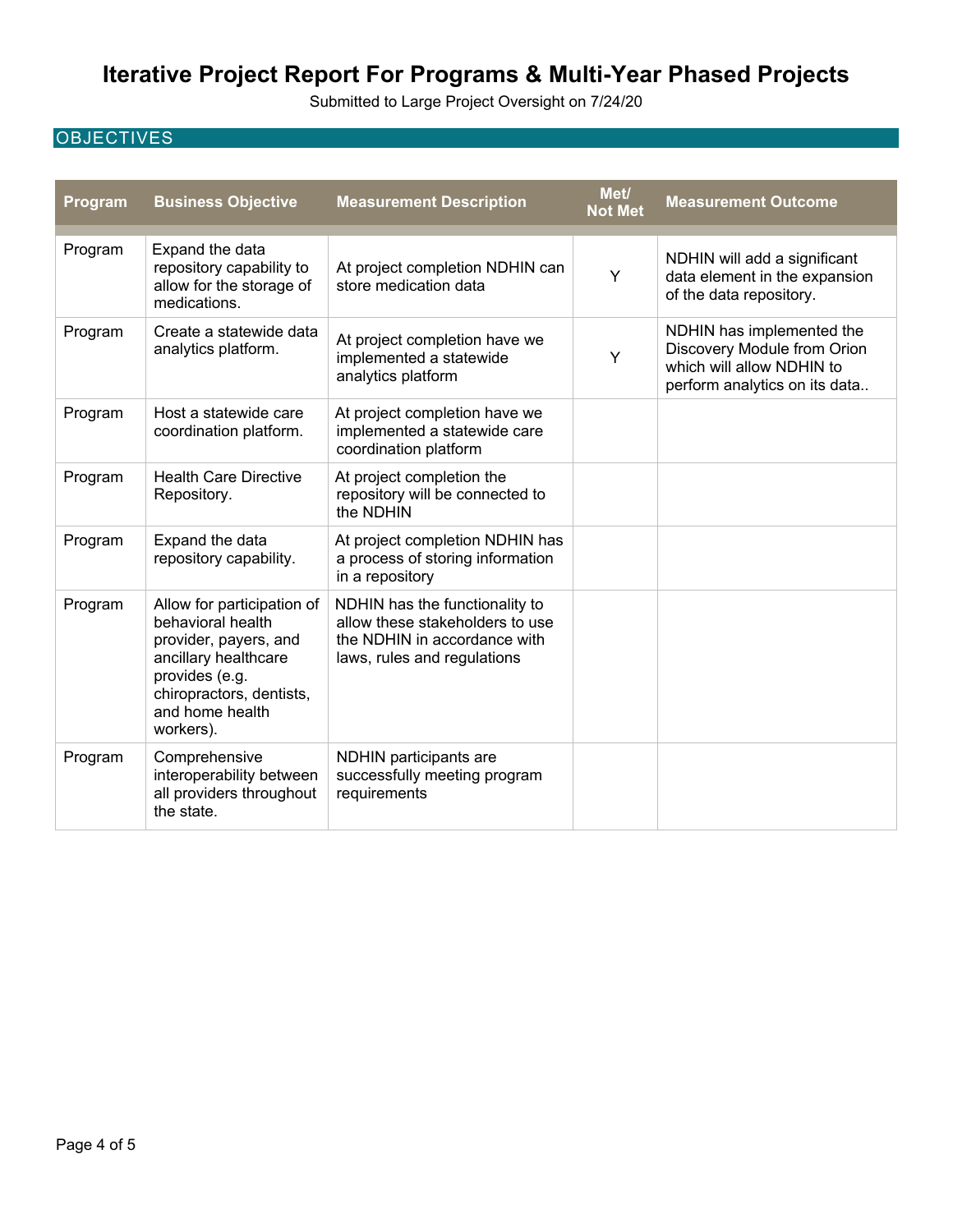# Iterative Project Report For Programs & Multi-Year Phased Projects

Submitted to Large Project Oversight on 7/24/20

## OBJECTIVES

| Program | Business Objective | Measurement Description | Met/ Not Met | Measurement Outcome |
|---|---|---|---|---|
| Program | Expand the data repository capability to allow for the storage of medications. | At project completion NDHIN can store medication data | Y | NDHIN will add a significant data element in the expansion of the data repository. |
| Program | Create a statewide data analytics platform. | At project completion have we implemented a statewide analytics platform | Y | NDHIN has implemented the Discovery Module from Orion which will allow NDHIN to perform analytics on its data.. |
| Program | Host a statewide care coordination platform. | At project completion have we implemented a statewide care coordination platform | | |
| Program | Health Care Directive Repository. | At project completion the repository will be connected to the NDHIN | | |
| Program | Expand the data repository capability. | At project completion NDHIN has a process of storing information in a repository | | |
| Program | Allow for participation of behavioral health provider, payers, and ancillary healthcare provides (e.g. chiropractors, dentists, and home health workers). | NDHIN has the functionality to allow these stakeholders to use the NDHIN in accordance with laws, rules and regulations | | |
| Program | Comprehensive interoperability between all providers throughout the state. | NDHIN participants are successfully meeting program requirements | | |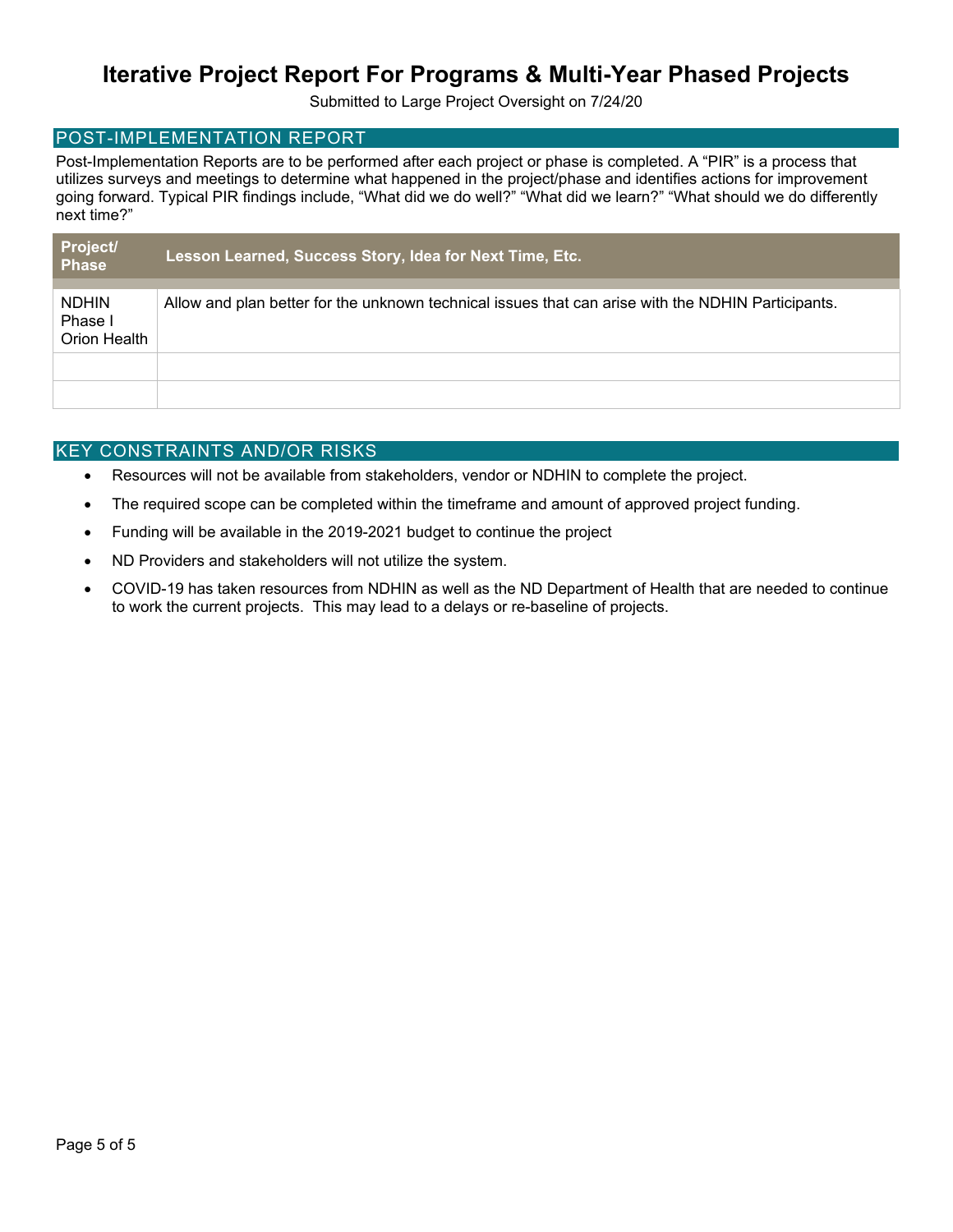# Iterative Project Report For Programs & Multi-Year Phased Projects

Submitted to Large Project Oversight on 7/24/20

## POST-IMPLEMENTATION REPORT

Post-Implementation Reports are to be performed after each project or phase is completed. A "PIR" is a process that utilizes surveys and meetings to determine what happened in the project/phase and identifies actions for improvement going forward. Typical PIR findings include, "What did we do well?" "What did we learn?" "What should we do differently next time?"

| Project/ Phase | Lesson Learned, Success Story, Idea for Next Time, Etc. |
|---|---|
| NDHIN Phase I Orion Health | Allow and plan better for the unknown technical issues that can arise with the NDHIN Participants. |
| | |
| | |

## KEY CONSTRAINTS AND/OR RISKS

- Resources will not be available from stakeholders, vendor or NDHIN to complete the project.
- The required scope can be completed within the timeframe and amount of approved project funding.
- Funding will be available in the 2019-2021 budget to continue the project
- ND Providers and stakeholders will not utilize the system.
- COVID-19 has taken resources from NDHIN as well as the ND Department of Health that are needed to continue to work the current projects. This may lead to a delays or re-baseline of projects.